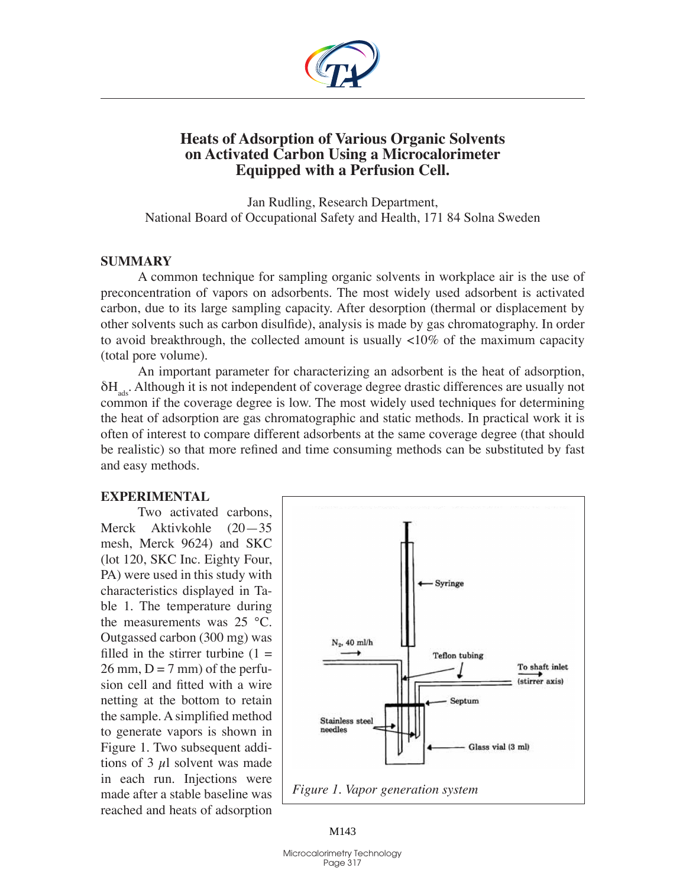# Heats of Adsorption of Various Organic Solvents on Activated Carbon Using a Microcalorimeter Equipped with a Perfusion Cell.

Jan Rudling, Research Department,
National Board of Occupational Safety and Health, 171 84 Solna Sweden

## SUMMARY

A common technique for sampling organic solvents in workplace air is the use of preconcentration of vapors on adsorbents. The most widely used adsorbent is activated carbon, due to its large sampling capacity. After desorption (thermal or displacement by other solvents such as carbon disulfide), analysis is made by gas chromatography. In order to avoid breakthrough, the collected amount is usually <10% of the maximum capacity (total pore volume).

An important parameter for characterizing an adsorbent is the heat of adsorption, $\delta H_{ads}$. Although it is not independent of coverage degree drastic differences are usually not common if the coverage degree is low. The most widely used techniques for determining the heat of adsorption are gas chromatographic and static methods. In practical work it is often of interest to compare different adsorbents at the same coverage degree (that should be realistic) so that more refined and time consuming methods can be substituted by fast and easy methods.

## EXPERIMENTAL

Two activated carbons, Merck Aktivkohle (20—35 mesh, Merck 9624) and SKC (lot 120, SKC Inc. Eighty Four, PA) were used in this study with characteristics displayed in Table 1. The temperature during the measurements was 25 °C. Outgassed carbon (300 mg) was filled in the stirrer turbine (1 = 26 mm, D = 7 mm) of the perfusion cell and fitted with a wire netting at the bottom to retain the sample. A simplified method to generate vapors is shown in Figure 1. Two subsequent additions of 3 $\mu$l solvent was made in each run. Injections were made after a stable baseline was reached and heats of adsorption

Syringe

$N_2$, 40 ml/h

Teflon tubing

To shaft inlet (stirrer axis)

Septum

Stainless steel needles

Glass vial (3 ml)

*Figure 1. Vapor generation system*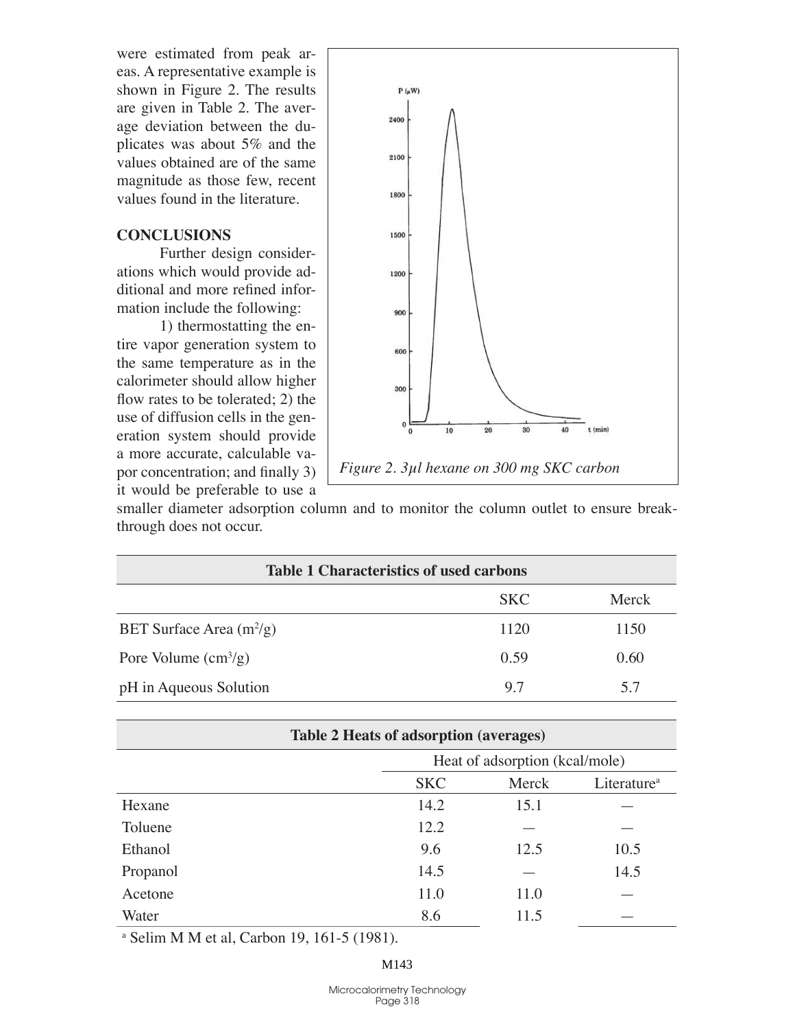were estimated from peak areas. A representative example is shown in Figure 2. The results are given in Table 2. The average deviation between the duplicates was about 5% and the values obtained are of the same magnitude as those few, recent values found in the literature.

P (μW)
2400
2100
1800
1500
1200
900
600
300
0
0 10 20 30 40 t (min)

*Figure 2. 3μl hexane on 300 mg SKC carbon*

## CONCLUSIONS

Further design considerations which would provide additional and more refined information include the following:

1) thermostatting the entire vapor generation system to the same temperature as in the calorimeter should allow higher flow rates to be tolerated; 2) the use of diffusion cells in the generation system should provide a more accurate, calculable vapor concentration; and finally 3) it would be preferable to use a smaller diameter adsorption column and to monitor the column outlet to ensure breakthrough does not occur.

**Table 1 Characteristics of used carbons**

| | SKC | Merck |
|---|---|---|
| BET Surface Area ($m^2/g$) | 1120 | 1150 |
| Pore Volume ($cm^3/g$) | 0.59 | 0.60 |
| pH in Aqueous Solution | 9.7 | 5.7 |

**Table 2 Heats of adsorption (averages)**

| | Heat of adsorption (kcal/mole) | | |
|---|---|---|---|
| | SKC | Merck | Literature[a] |
| Hexane | 14.2 | 15.1 | — |
| Toluene | 12.2 | — | — |
| Ethanol | 9.6 | 12.5 | 10.5 |
| Propanol | 14.5 | — | 14.5 |
| Acetone | 11.0 | 11.0 | — |
| Water | 8.6 | 11.5 | — |

[a] Selim M M et al, Carbon 19, 161-5 (1981).

M143